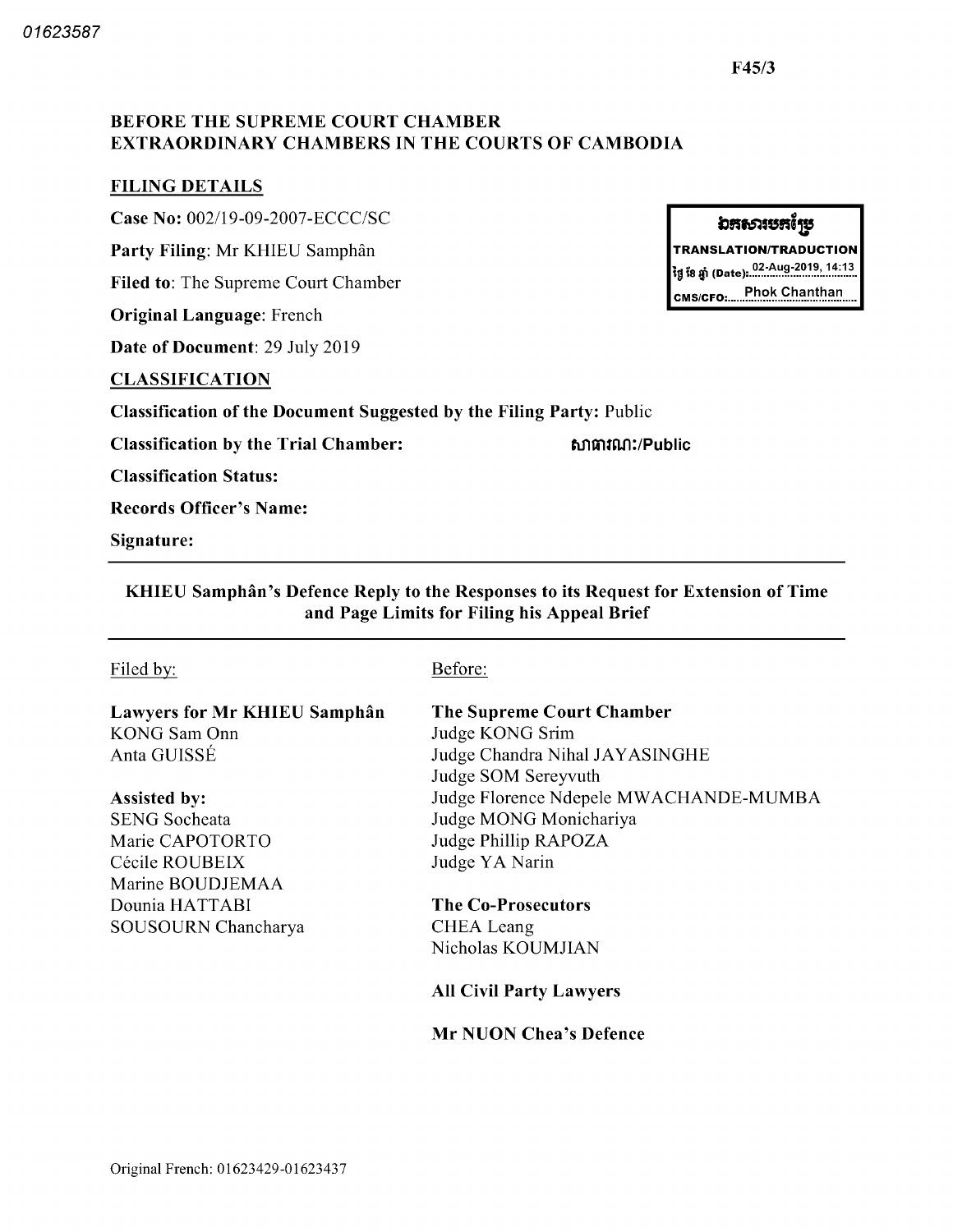01623587

F45/3

**BEFORE THE SUPREME COURT CHAMBER**
**EXTRAORDINARY CHAMBERS IN THE COURTS OF CAMBODIA**

**FILING DETAILS**

**Case No:** 002/19-09-2007-ECCC/SC

**Party Filing:** Mr KHIEU Samphân

**Filed to:** The Supreme Court Chamber

**Original Language:** French

**Date of Document:** 29 July 2019

| ឯកសារបកប្រែ |
|---|
| **TRANSLATION/TRADUCTION** |
| ថ្ងៃ ខែ ឆ្នាំ (Date): 02-Aug-2019, 14:13 |
| CMS/CFO: Phok Chanthan |

**CLASSIFICATION**

**Classification of the Document Suggested by the Filing Party:** Public

**Classification by the Trial Chamber:** សាធារណៈ/Public

**Classification Status:**

**Records Officer's Name:**

**Signature:**

---

**KHIEU Samphân's Defence Reply to the Responses to its Request for Extension of Time and Page Limits for Filing his Appeal Brief**

---

Filed by:

**Lawyers for Mr KHIEU Samphân**
KONG Sam Onn
Anta GUISSÉ

**Assisted by:**
SENG Socheata
Marie CAPOTORTO
Cécile ROUBEIX
Marine BOUDJEMAA
Dounia HATTABI
SOUSOURN Chancharya

Before:

**The Supreme Court Chamber**
Judge KONG Srim
Judge Chandra Nihal JAYASINGHE
Judge SOM Sereyvuth
Judge Florence Ndepele MWACHANDE-MUMBA
Judge MONG Monichariya
Judge Phillip RAPOZA
Judge YA Narin

**The Co-Prosecutors**
CHEA Leang
Nicholas KOUMJIAN

**All Civil Party Lawyers**

**Mr NUON Chea's Defence**

Original French: 01623429-01623437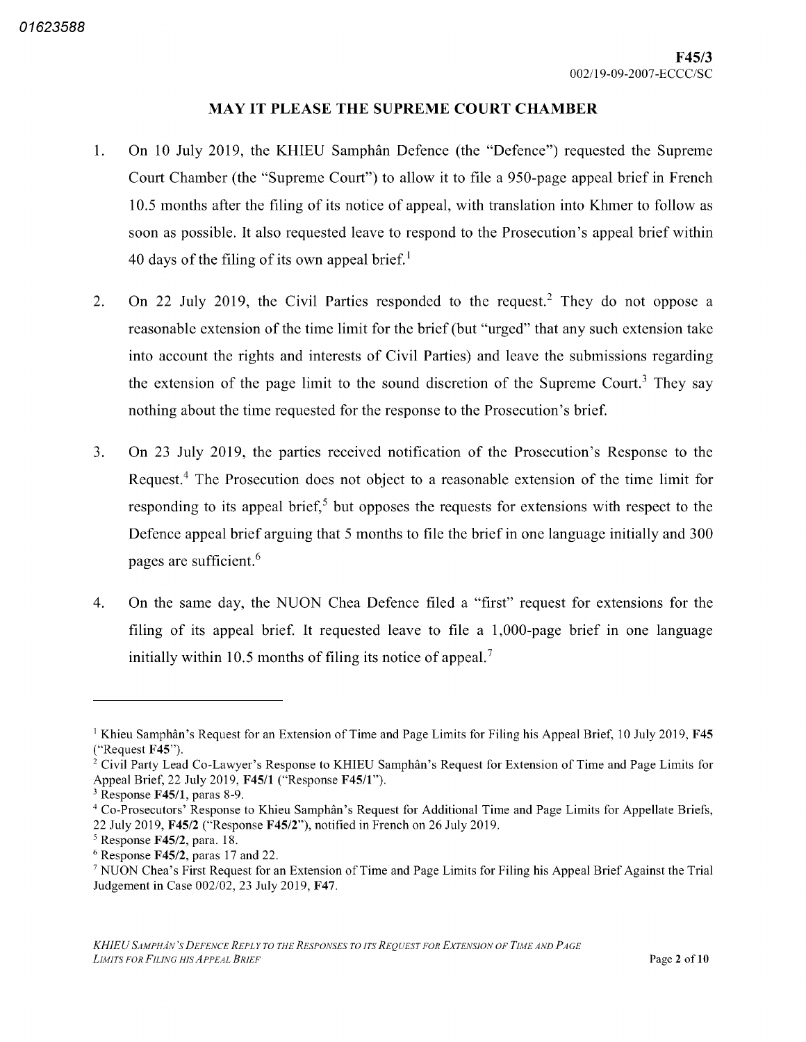## MAY IT PLEASE THE SUPREME COURT CHAMBER

1. On 10 July 2019, the KHIEU Samphân Defence (the "Defence") requested the Supreme Court Chamber (the "Supreme Court") to allow it to file a 950-page appeal brief in French 10.5 months after the filing of its notice of appeal, with translation into Khmer to follow as soon as possible. It also requested leave to respond to the Prosecution's appeal brief within 40 days of the filing of its own appeal brief.[1]

2. On 22 July 2019, the Civil Parties responded to the request.[2] They do not oppose a reasonable extension of the time limit for the brief (but "urged" that any such extension take into account the rights and interests of Civil Parties) and leave the submissions regarding the extension of the page limit to the sound discretion of the Supreme Court.[3] They say nothing about the time requested for the response to the Prosecution's brief.

3. On 23 July 2019, the parties received notification of the Prosecution's Response to the Request.[4] The Prosecution does not object to a reasonable extension of the time limit for responding to its appeal brief,[5] but opposes the requests for extensions with respect to the Defence appeal brief arguing that 5 months to file the brief in one language initially and 300 pages are sufficient.[6]

4. On the same day, the NUON Chea Defence filed a "first" request for extensions for the filing of its appeal brief. It requested leave to file a 1,000-page brief in one language initially within 10.5 months of filing its notice of appeal.[7]

---

[1] Khieu Samphân's Request for an Extension of Time and Page Limits for Filing his Appeal Brief, 10 July 2019, **F45** ("Request **F45**").

[2] Civil Party Lead Co-Lawyer's Response to KHIEU Samphân's Request for Extension of Time and Page Limits for Appeal Brief, 22 July 2019, **F45/1** ("Response **F45/1**").

[3] Response **F45/1**, paras 8-9.

[4] Co-Prosecutors' Response to Khieu Samphân's Request for Additional Time and Page Limits for Appellate Briefs, 22 July 2019, **F45/2** ("Response **F45/2**"), notified in French on 26 July 2019.

[5] Response **F45/2**, para. 18.

[6] Response **F45/2**, paras 17 and 22.

[7] NUON Chea's First Request for an Extension of Time and Page Limits for Filing his Appeal Brief Against the Trial Judgement in Case 002/02, 23 July 2019, **F47**.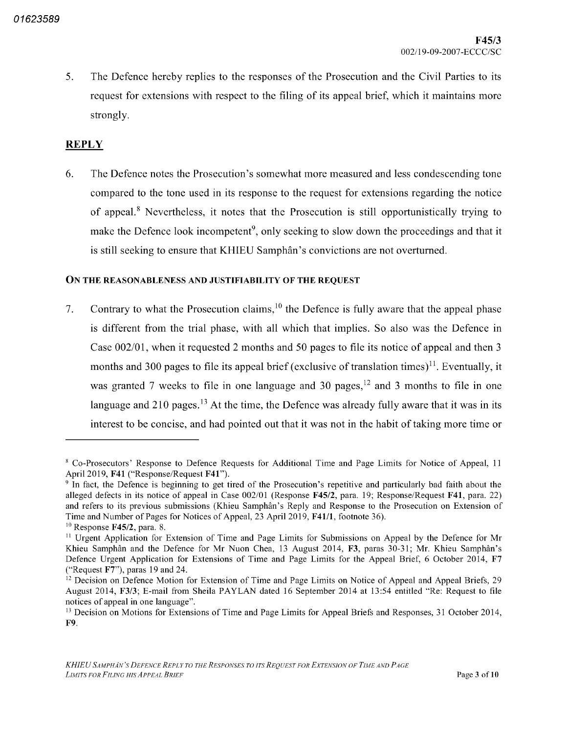5. The Defence hereby replies to the responses of the Prosecution and the Civil Parties to its request for extensions with respect to the filing of its appeal brief, which it maintains more strongly.

## REPLY

6. The Defence notes the Prosecution's somewhat more measured and less condescending tone compared to the tone used in its response to the request for extensions regarding the notice of appeal.[8] Nevertheless, it notes that the Prosecution is still opportunistically trying to make the Defence look incompetent[9], only seeking to slow down the proceedings and that it is still seeking to ensure that KHIEU Samphân's convictions are not overturned.

### ON THE REASONABLENESS AND JUSTIFIABILITY OF THE REQUEST

7. Contrary to what the Prosecution claims,[10] the Defence is fully aware that the appeal phase is different from the trial phase, with all which that implies. So also was the Defence in Case 002/01, when it requested 2 months and 50 pages to file its notice of appeal and then 3 months and 300 pages to file its appeal brief (exclusive of translation times)[11]. Eventually, it was granted 7 weeks to file in one language and 30 pages,[12] and 3 months to file in one language and 210 pages.[13] At the time, the Defence was already fully aware that it was in its interest to be concise, and had pointed out that it was not in the habit of taking more time or

---

[8] Co-Prosecutors' Response to Defence Requests for Additional Time and Page Limits for Notice of Appeal, 11 April 2019, **F41** ("Response/Request **F41**").

[9] In fact, the Defence is beginning to get tired of the Prosecution's repetitive and particularly bad faith about the alleged defects in its notice of appeal in Case 002/01 (Response **F45/2**, para. 19; Response/Request **F41**, para. 22) and refers to its previous submissions (Khieu Samphân's Reply and Response to the Prosecution on Extension of Time and Number of Pages for Notices of Appeal, 23 April 2019, **F41/1**, footnote 36).

[10] Response **F45/2**, para. 8.

[11] Urgent Application for Extension of Time and Page Limits for Submissions on Appeal by the Defence for Mr Khieu Samphân and the Defence for Mr Nuon Chea, 13 August 2014, **F3**, paras 30-31; Mr. Khieu Samphân's Defence Urgent Application for Extensions of Time and Page Limits for the Appeal Brief, 6 October 2014, **F7** ("Request **F7**"), paras 19 and 24.

[12] Decision on Defence Motion for Extension of Time and Page Limits on Notice of Appeal and Appeal Briefs, 29 August 2014, **F3/3**; E-mail from Sheila PAYLAN dated 16 September 2014 at 13:54 entitled "Re: Request to file notices of appeal in one language".

[13] Decision on Motions for Extensions of Time and Page Limits for Appeal Briefs and Responses, 31 October 2014, **F9**.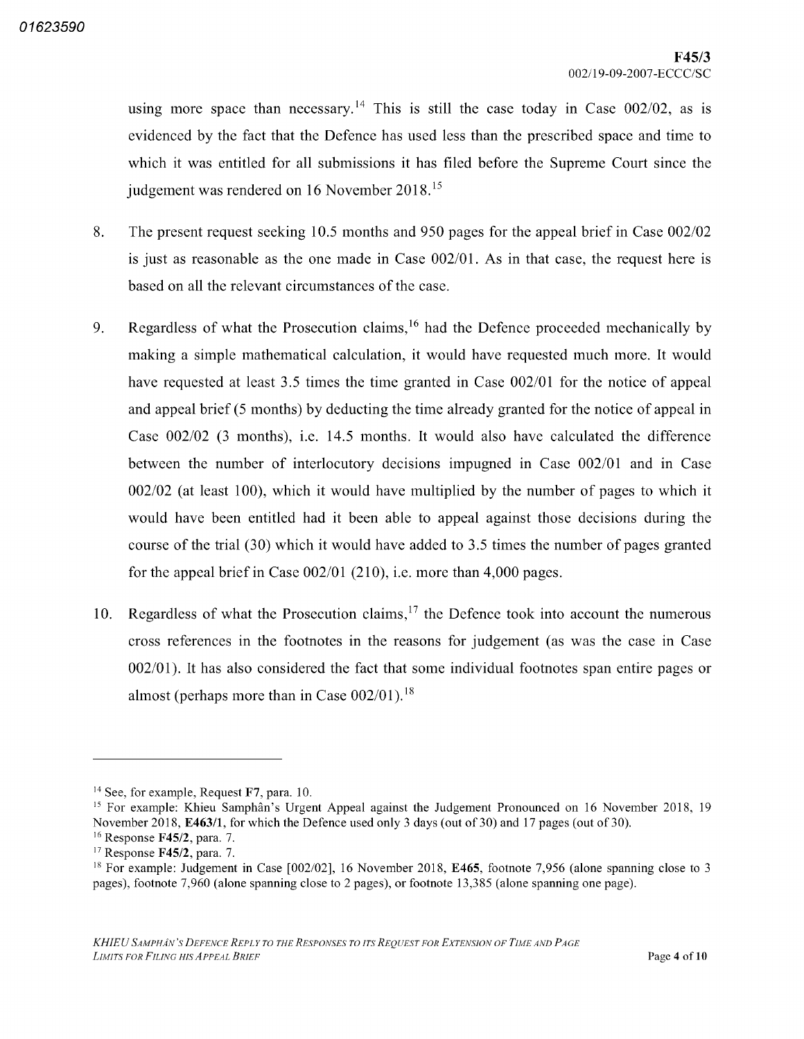using more space than necessary.[14] This is still the case today in Case 002/02, as is evidenced by the fact that the Defence has used less than the prescribed space and time to which it was entitled for all submissions it has filed before the Supreme Court since the judgement was rendered on 16 November 2018.[15]

8. The present request seeking 10.5 months and 950 pages for the appeal brief in Case 002/02 is just as reasonable as the one made in Case 002/01. As in that case, the request here is based on all the relevant circumstances of the case.

9. Regardless of what the Prosecution claims,[16] had the Defence proceeded mechanically by making a simple mathematical calculation, it would have requested much more. It would have requested at least 3.5 times the time granted in Case 002/01 for the notice of appeal and appeal brief (5 months) by deducting the time already granted for the notice of appeal in Case 002/02 (3 months), i.e. 14.5 months. It would also have calculated the difference between the number of interlocutory decisions impugned in Case 002/01 and in Case 002/02 (at least 100), which it would have multiplied by the number of pages to which it would have been entitled had it been able to appeal against those decisions during the course of the trial (30) which it would have added to 3.5 times the number of pages granted for the appeal brief in Case 002/01 (210), i.e. more than 4,000 pages.

10. Regardless of what the Prosecution claims,[17] the Defence took into account the numerous cross references in the footnotes in the reasons for judgement (as was the case in Case 002/01). It has also considered the fact that some individual footnotes span entire pages or almost (perhaps more than in Case 002/01).[18]

---

[14] See, for example, Request **F7**, para. 10.

[15] For example: Khieu Samphân's Urgent Appeal against the Judgement Pronounced on 16 November 2018, 19 November 2018, **E463/1**, for which the Defence used only 3 days (out of 30) and 17 pages (out of 30).

[16] Response **F45/2**, para. 7.

[17] Response **F45/2**, para. 7.

[18] For example: Judgement in Case [002/02], 16 November 2018, **E465**, footnote 7,956 (alone spanning close to 3 pages), footnote 7,960 (alone spanning close to 2 pages), or footnote 13,385 (alone spanning one page).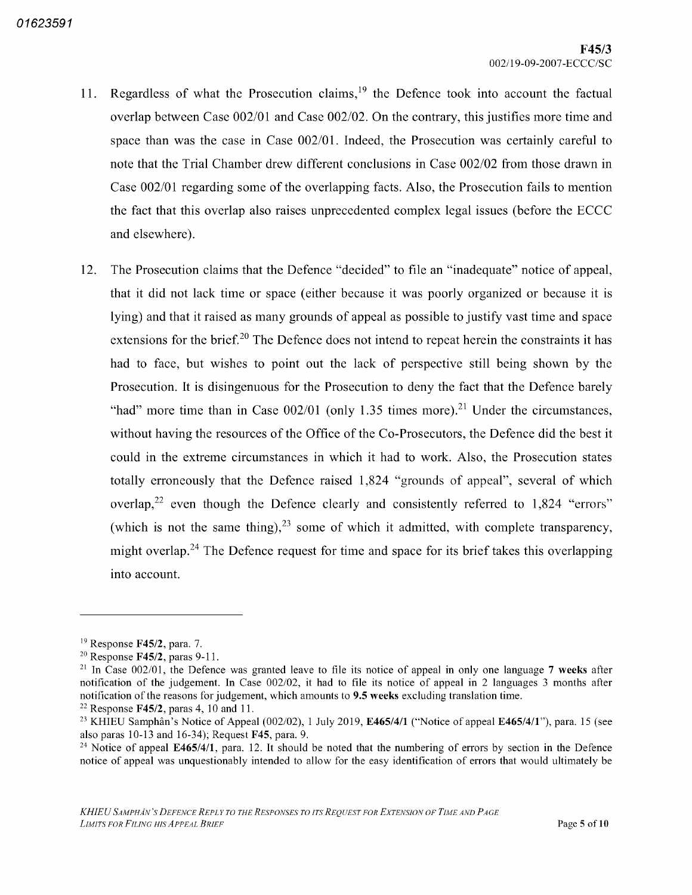11. Regardless of what the Prosecution claims,[19] the Defence took into account the factual overlap between Case 002/01 and Case 002/02. On the contrary, this justifies more time and space than was the case in Case 002/01. Indeed, the Prosecution was certainly careful to note that the Trial Chamber drew different conclusions in Case 002/02 from those drawn in Case 002/01 regarding some of the overlapping facts. Also, the Prosecution fails to mention the fact that this overlap also raises unprecedented complex legal issues (before the ECCC and elsewhere).

12. The Prosecution claims that the Defence "decided" to file an "inadequate" notice of appeal, that it did not lack time or space (either because it was poorly organized or because it is lying) and that it raised as many grounds of appeal as possible to justify vast time and space extensions for the brief.[20] The Defence does not intend to repeat herein the constraints it has had to face, but wishes to point out the lack of perspective still being shown by the Prosecution. It is disingenuous for the Prosecution to deny the fact that the Defence barely "had" more time than in Case 002/01 (only 1.35 times more).[21] Under the circumstances, without having the resources of the Office of the Co-Prosecutors, the Defence did the best it could in the extreme circumstances in which it had to work. Also, the Prosecution states totally erroneously that the Defence raised 1,824 "grounds of appeal", several of which overlap,[22] even though the Defence clearly and consistently referred to 1,824 "errors" (which is not the same thing),[23] some of which it admitted, with complete transparency, might overlap.[24] The Defence request for time and space for its brief takes this overlapping into account.

---

[19] Response **F45/2**, para. 7.

[20] Response **F45/2**, paras 9-11.

[21] In Case 002/01, the Defence was granted leave to file its notice of appeal in only one language **7 weeks** after notification of the judgement. In Case 002/02, it had to file its notice of appeal in 2 languages 3 months after notification of the reasons for judgement, which amounts to **9.5 weeks** excluding translation time.

[22] Response **F45/2**, paras 4, 10 and 11.

[23] KHIEU Samphân's Notice of Appeal (002/02), 1 July 2019, **E465/4/1** ("Notice of appeal **E465/4/1**"), para. 15 (see also paras 10-13 and 16-34); Request **F45**, para. 9.

[24] Notice of appeal **E465/4/1**, para. 12. It should be noted that the numbering of errors by section in the Defence notice of appeal was unquestionably intended to allow for the easy identification of errors that would ultimately be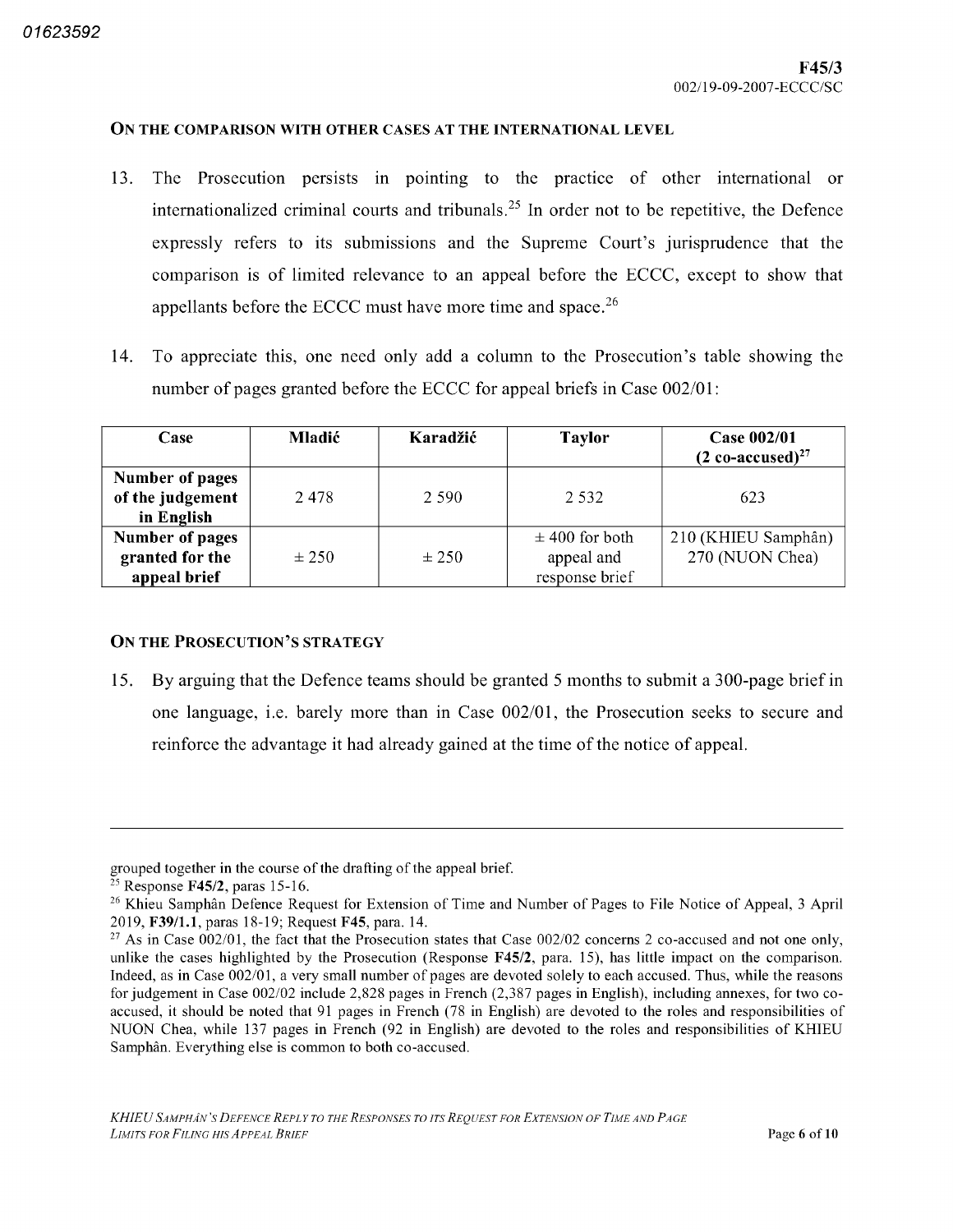### ON THE COMPARISON WITH OTHER CASES AT THE INTERNATIONAL LEVEL

13. The Prosecution persists in pointing to the practice of other international or internationalized criminal courts and tribunals.[25] In order not to be repetitive, the Defence expressly refers to its submissions and the Supreme Court's jurisprudence that the comparison is of limited relevance to an appeal before the ECCC, except to show that appellants before the ECCC must have more time and space.[26]

14. To appreciate this, one need only add a column to the Prosecution's table showing the number of pages granted before the ECCC for appeal briefs in Case 002/01:

| Case | Mladić | Karadžić | Taylor | Case 002/01 (2 co-accused)[27] |
|---|---|---|---|---|
| Number of pages of the judgement in English | 2 478 | 2 590 | 2 532 | 623 |
| Number of pages granted for the appeal brief | ± 250 | ± 250 | ± 400 for both appeal and response brief | 210 (KHIEU Samphân) 270 (NUON Chea) |

### ON THE PROSECUTION'S STRATEGY

15. By arguing that the Defence teams should be granted 5 months to submit a 300-page brief in one language, i.e. barely more than in Case 002/01, the Prosecution seeks to secure and reinforce the advantage it had already gained at the time of the notice of appeal.

---

grouped together in the course of the drafting of the appeal brief.

[25] Response **F45/2**, paras 15-16.

[26] Khieu Samphân Defence Request for Extension of Time and Number of Pages to File Notice of Appeal, 3 April 2019, **F39/1.1**, paras 18-19; Request **F45**, para. 14.

[27] As in Case 002/01, the fact that the Prosecution states that Case 002/02 concerns 2 co-accused and not one only, unlike the cases highlighted by the Prosecution (Response **F45/2**, para. 15), has little impact on the comparison. Indeed, as in Case 002/01, a very small number of pages are devoted solely to each accused. Thus, while the reasons for judgement in Case 002/02 include 2,828 pages in French (2,387 pages in English), including annexes, for two co-accused, it should be noted that 91 pages in French (78 in English) are devoted to the roles and responsibilities of NUON Chea, while 137 pages in French (92 in English) are devoted to the roles and responsibilities of KHIEU Samphân. Everything else is common to both co-accused.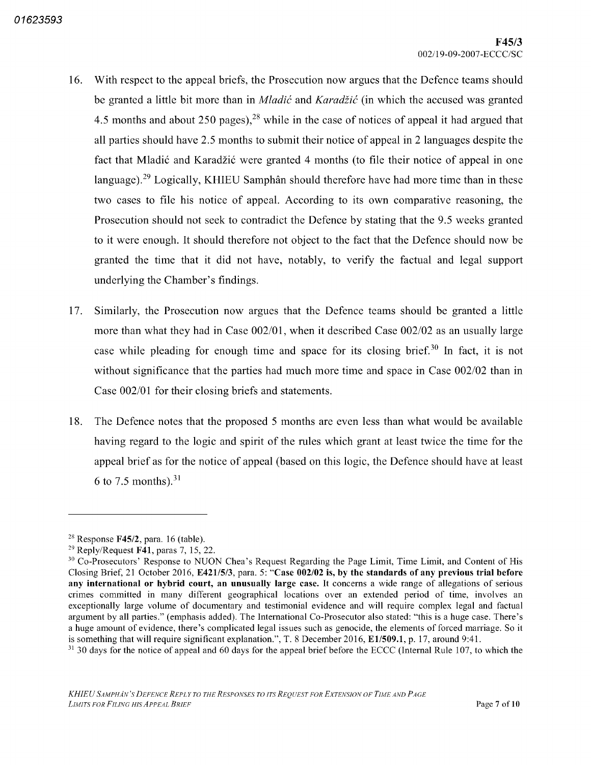16. With respect to the appeal briefs, the Prosecution now argues that the Defence teams should be granted a little bit more than in *Mladić* and *Karadžić* (in which the accused was granted 4.5 months and about 250 pages),[28] while in the case of notices of appeal it had argued that all parties should have 2.5 months to submit their notice of appeal in 2 languages despite the fact that Mladić and Karadžić were granted 4 months (to file their notice of appeal in one language).[29] Logically, KHIEU Samphân should therefore have had more time than in these two cases to file his notice of appeal. According to its own comparative reasoning, the Prosecution should not seek to contradict the Defence by stating that the 9.5 weeks granted to it were enough. It should therefore not object to the fact that the Defence should now be granted the time that it did not have, notably, to verify the factual and legal support underlying the Chamber's findings.

17. Similarly, the Prosecution now argues that the Defence teams should be granted a little more than what they had in Case 002/01, when it described Case 002/02 as an usually large case while pleading for enough time and space for its closing brief.[30] In fact, it is not without significance that the parties had much more time and space in Case 002/02 than in Case 002/01 for their closing briefs and statements.

18. The Defence notes that the proposed 5 months are even less than what would be available having regard to the logic and spirit of the rules which grant at least twice the time for the appeal brief as for the notice of appeal (based on this logic, the Defence should have at least 6 to 7.5 months).[31]

---

[28] Response **F45/2**, para. 16 (table).

[29] Reply/Request **F41**, paras 7, 15, 22.

[30] Co-Prosecutors' Response to NUON Chea's Request Regarding the Page Limit, Time Limit, and Content of His Closing Brief, 21 October 2016, **E421/5/3**, para. 5: "**Case 002/02 is, by the standards of any previous trial before any international or hybrid court, an unusually large case.** It concerns a wide range of allegations of serious crimes committed in many different geographical locations over an extended period of time, involves an exceptionally large volume of documentary and testimonial evidence and will require complex legal and factual argument by all parties." (emphasis added). The International Co-Prosecutor also stated: "this is a huge case. There's a huge amount of evidence, there's complicated legal issues such as genocide, the elements of forced marriage. So it is something that will require significant explanation.", T. 8 December 2016, **E1/509.1**, p. 17, around 9:41.

[31] 30 days for the notice of appeal and 60 days for the appeal brief before the ECCC (Internal Rule 107, to which the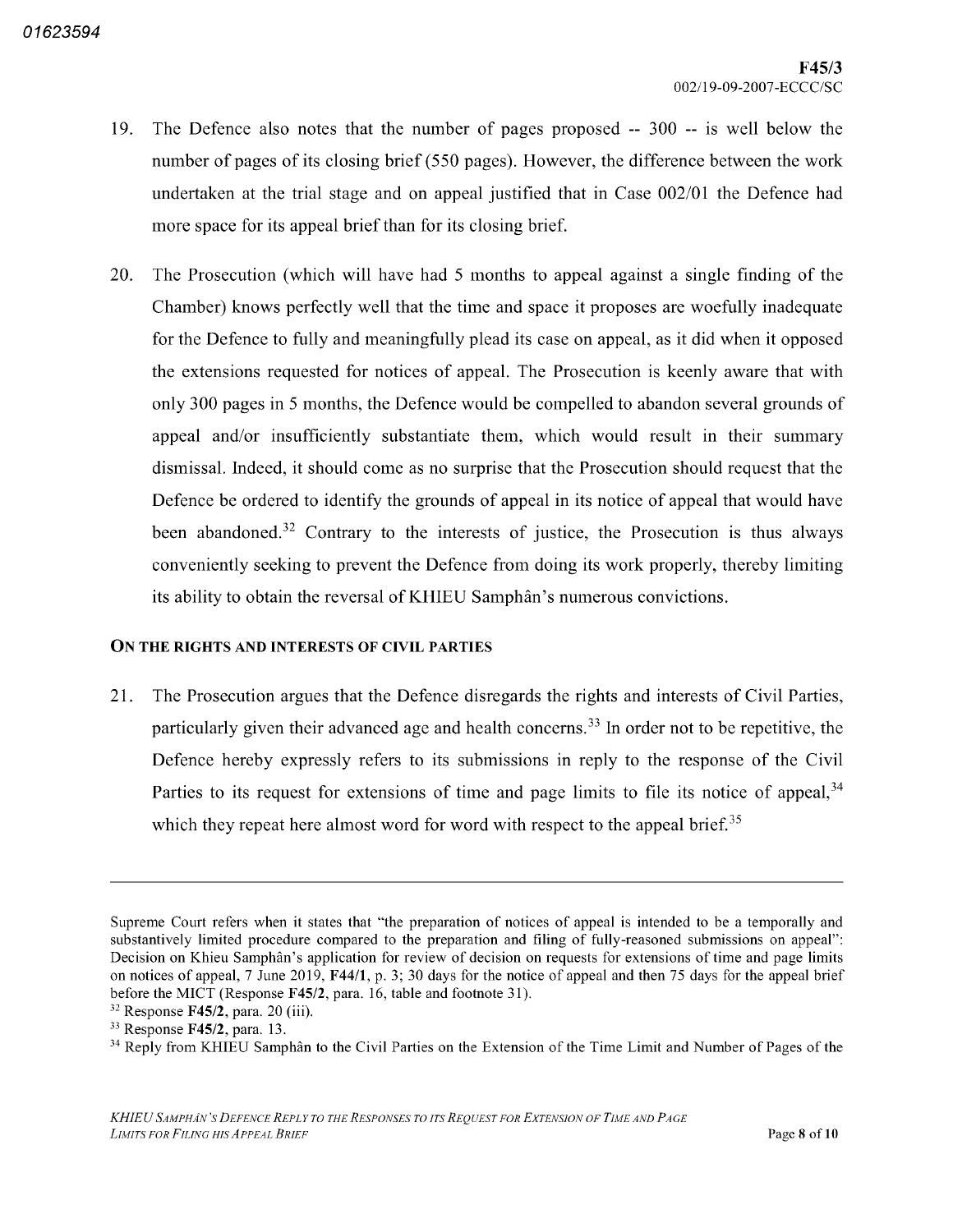19. The Defence also notes that the number of pages proposed -- 300 -- is well below the number of pages of its closing brief (550 pages). However, the difference between the work undertaken at the trial stage and on appeal justified that in Case 002/01 the Defence had more space for its appeal brief than for its closing brief.

20. The Prosecution (which will have had 5 months to appeal against a single finding of the Chamber) knows perfectly well that the time and space it proposes are woefully inadequate for the Defence to fully and meaningfully plead its case on appeal, as it did when it opposed the extensions requested for notices of appeal. The Prosecution is keenly aware that with only 300 pages in 5 months, the Defence would be compelled to abandon several grounds of appeal and/or insufficiently substantiate them, which would result in their summary dismissal. Indeed, it should come as no surprise that the Prosecution should request that the Defence be ordered to identify the grounds of appeal in its notice of appeal that would have been abandoned.[32] Contrary to the interests of justice, the Prosecution is thus always conveniently seeking to prevent the Defence from doing its work properly, thereby limiting its ability to obtain the reversal of KHIEU Samphân's numerous convictions.

**ON THE RIGHTS AND INTERESTS OF CIVIL PARTIES**

21. The Prosecution argues that the Defence disregards the rights and interests of Civil Parties, particularly given their advanced age and health concerns.[33] In order not to be repetitive, the Defence hereby expressly refers to its submissions in reply to the response of the Civil Parties to its request for extensions of time and page limits to file its notice of appeal,[34] which they repeat here almost word for word with respect to the appeal brief.[35]

---

Supreme Court refers when it states that "the preparation of notices of appeal is intended to be a temporally and substantively limited procedure compared to the preparation and filing of fully-reasoned submissions on appeal": Decision on Khieu Samphân's application for review of decision on requests for extensions of time and page limits on notices of appeal, 7 June 2019, **F44/1**, p. 3; 30 days for the notice of appeal and then 75 days for the appeal brief before the MICT (Response **F45/2**, para. 16, table and footnote 31).

[32] Response **F45/2**, para. 20 (iii).

[33] Response **F45/2**, para. 13.

[34] Reply from KHIEU Samphân to the Civil Parties on the Extension of the Time Limit and Number of Pages of the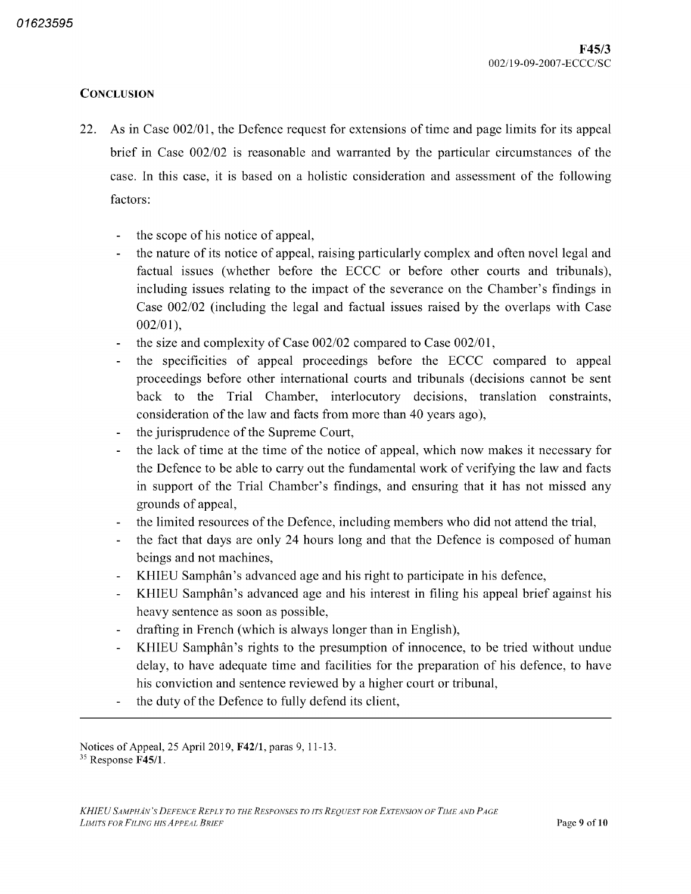## CONCLUSION

22. As in Case 002/01, the Defence request for extensions of time and page limits for its appeal brief in Case 002/02 is reasonable and warranted by the particular circumstances of the case. In this case, it is based on a holistic consideration and assessment of the following factors:

    - the scope of his notice of appeal,
    - the nature of its notice of appeal, raising particularly complex and often novel legal and factual issues (whether before the ECCC or before other courts and tribunals), including issues relating to the impact of the severance on the Chamber's findings in Case 002/02 (including the legal and factual issues raised by the overlaps with Case 002/01),
    - the size and complexity of Case 002/02 compared to Case 002/01,
    - the specificities of appeal proceedings before the ECCC compared to appeal proceedings before other international courts and tribunals (decisions cannot be sent back to the Trial Chamber, interlocutory decisions, translation constraints, consideration of the law and facts from more than 40 years ago),
    - the jurisprudence of the Supreme Court,
    - the lack of time at the time of the notice of appeal, which now makes it necessary for the Defence to be able to carry out the fundamental work of verifying the law and facts in support of the Trial Chamber's findings, and ensuring that it has not missed any grounds of appeal,
    - the limited resources of the Defence, including members who did not attend the trial,
    - the fact that days are only 24 hours long and that the Defence is composed of human beings and not machines,
    - KHIEU Samphân's advanced age and his right to participate in his defence,
    - KHIEU Samphân's advanced age and his interest in filing his appeal brief against his heavy sentence as soon as possible,
    - drafting in French (which is always longer than in English),
    - KHIEU Samphân's rights to the presumption of innocence, to be tried without undue delay, to have adequate time and facilities for the preparation of his defence, to have his conviction and sentence reviewed by a higher court or tribunal,
    - the duty of the Defence to fully defend its client,

---

Notices of Appeal, 25 April 2019, **F42/1**, paras 9, 11-13.

[35] Response **F45/1**.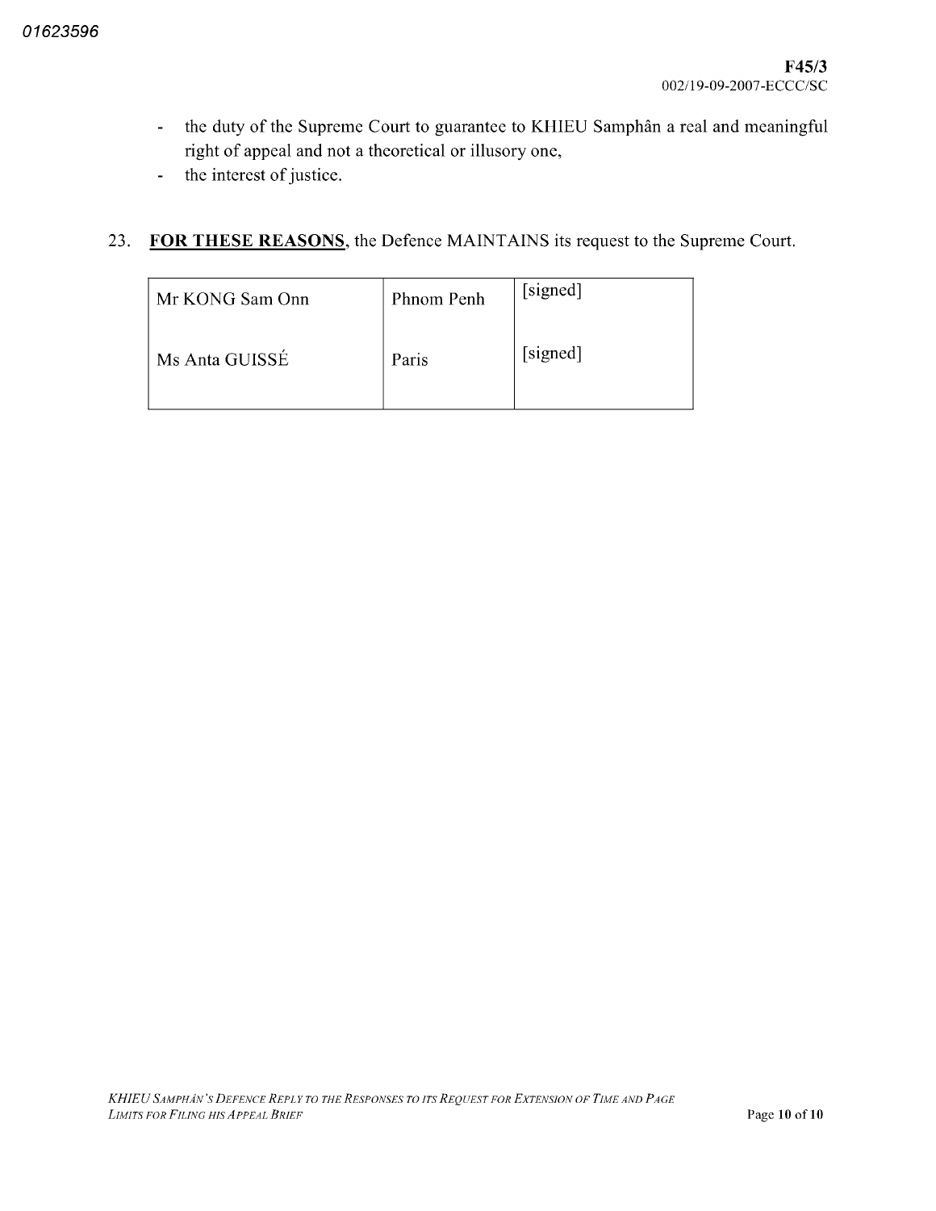- the duty of the Supreme Court to guarantee to KHIEU Samphân a real and meaningful right of appeal and not a theoretical or illusory one,
- the interest of justice.

23. **FOR THESE REASONS**, the Defence MAINTAINS its request to the Supreme Court.

| | | |
|---|---|---|
| Mr KONG Sam Onn | Phnom Penh | [signed] |
| Ms Anta GUISSÉ | Paris | [signed] |